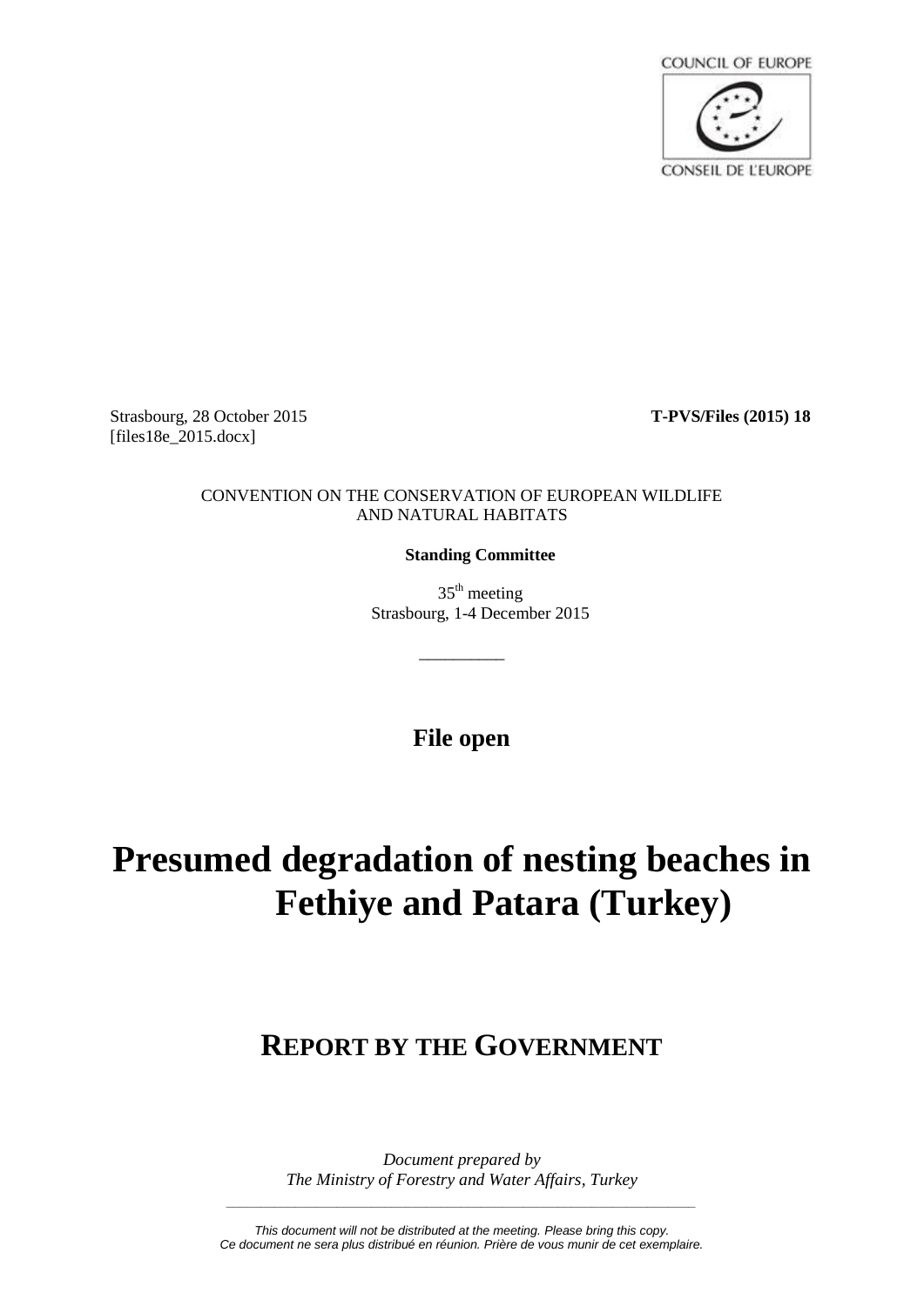COUNCIL OF EUROPE

CONSEIL DE L'EUROPE

Strasbourg, 28 October 2015
[files18e_2015.docx]

**T-PVS/Files (2015) 18**

CONVENTION ON THE CONSERVATION OF EUROPEAN WILDLIFE AND NATURAL HABITATS

**Standing Committee**

35th meeting
Strasbourg, 1-4 December 2015

---

**File open**

# Presumed degradation of nesting beaches in Fethiye and Patara (Turkey)

## REPORT BY THE GOVERNMENT

*Document prepared by*
*The Ministry of Forestry and Water Affairs, Turkey*

---

*This document will not be distributed at the meeting. Please bring this copy.*
*Ce document ne sera plus distribué en réunion. Prière de vous munir de cet exemplaire.*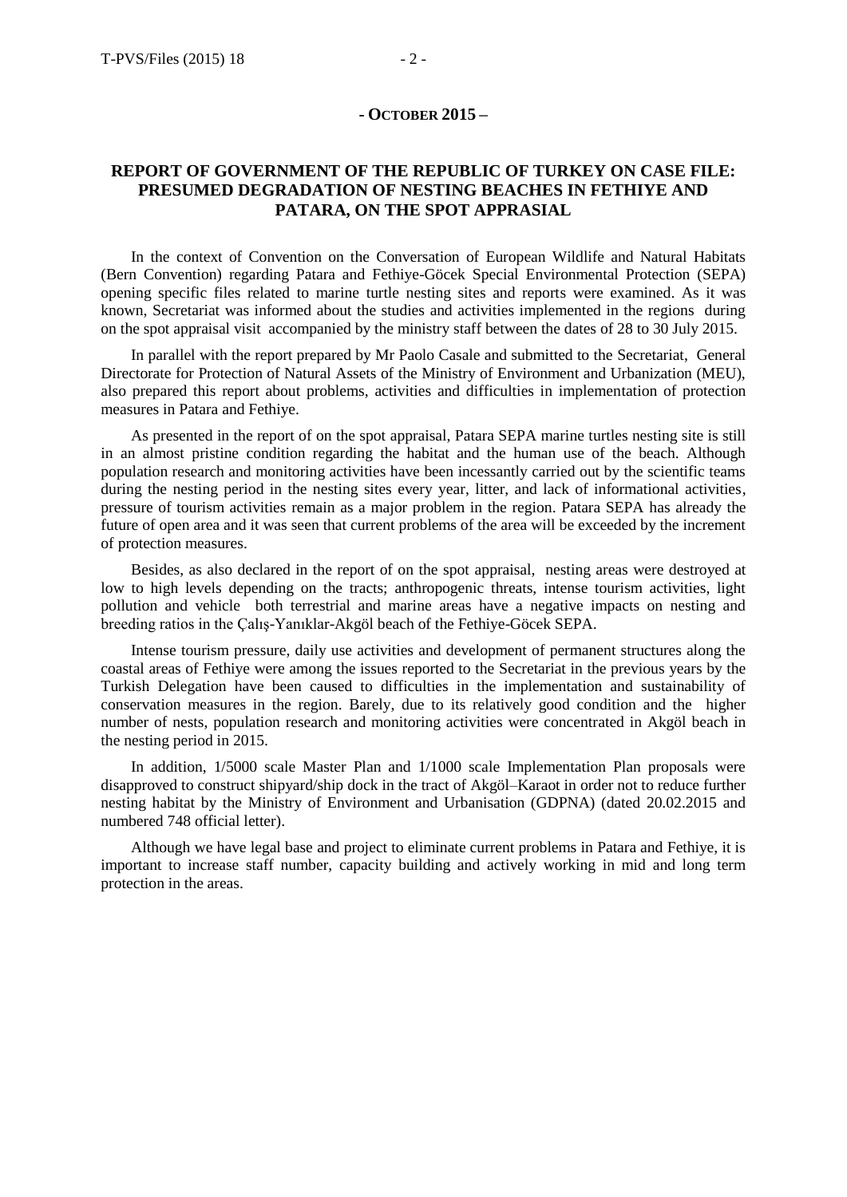**- OCTOBER 2015 –**

## REPORT OF GOVERNMENT OF THE REPUBLIC OF TURKEY ON CASE FILE: PRESUMED DEGRADATION OF NESTING BEACHES IN FETHIYE AND PATARA, ON THE SPOT APPRASIAL

In the context of Convention on the Conversation of European Wildlife and Natural Habitats (Bern Convention) regarding Patara and Fethiye-Göcek Special Environmental Protection (SEPA) opening specific files related to marine turtle nesting sites and reports were examined. As it was known, Secretariat was informed about the studies and activities implemented in the regions during on the spot appraisal visit accompanied by the ministry staff between the dates of 28 to 30 July 2015.

In parallel with the report prepared by Mr Paolo Casale and submitted to the Secretariat, General Directorate for Protection of Natural Assets of the Ministry of Environment and Urbanization (MEU), also prepared this report about problems, activities and difficulties in implementation of protection measures in Patara and Fethiye.

As presented in the report of on the spot appraisal, Patara SEPA marine turtles nesting site is still in an almost pristine condition regarding the habitat and the human use of the beach. Although population research and monitoring activities have been incessantly carried out by the scientific teams during the nesting period in the nesting sites every year, litter, and lack of informational activities, pressure of tourism activities remain as a major problem in the region. Patara SEPA has already the future of open area and it was seen that current problems of the area will be exceeded by the increment of protection measures.

Besides, as also declared in the report of on the spot appraisal, nesting areas were destroyed at low to high levels depending on the tracts; anthropogenic threats, intense tourism activities, light pollution and vehicle both terrestrial and marine areas have a negative impacts on nesting and breeding ratios in the Çalış-Yanıklar-Akgöl beach of the Fethiye-Göcek SEPA.

Intense tourism pressure, daily use activities and development of permanent structures along the coastal areas of Fethiye were among the issues reported to the Secretariat in the previous years by the Turkish Delegation have been caused to difficulties in the implementation and sustainability of conservation measures in the region. Barely, due to its relatively good condition and the higher number of nests, population research and monitoring activities were concentrated in Akgöl beach in the nesting period in 2015.

In addition, 1/5000 scale Master Plan and 1/1000 scale Implementation Plan proposals were disapproved to construct shipyard/ship dock in the tract of Akgöl–Karaot in order not to reduce further nesting habitat by the Ministry of Environment and Urbanisation (GDPNA) (dated 20.02.2015 and numbered 748 official letter).

Although we have legal base and project to eliminate current problems in Patara and Fethiye, it is important to increase staff number, capacity building and actively working in mid and long term protection in the areas.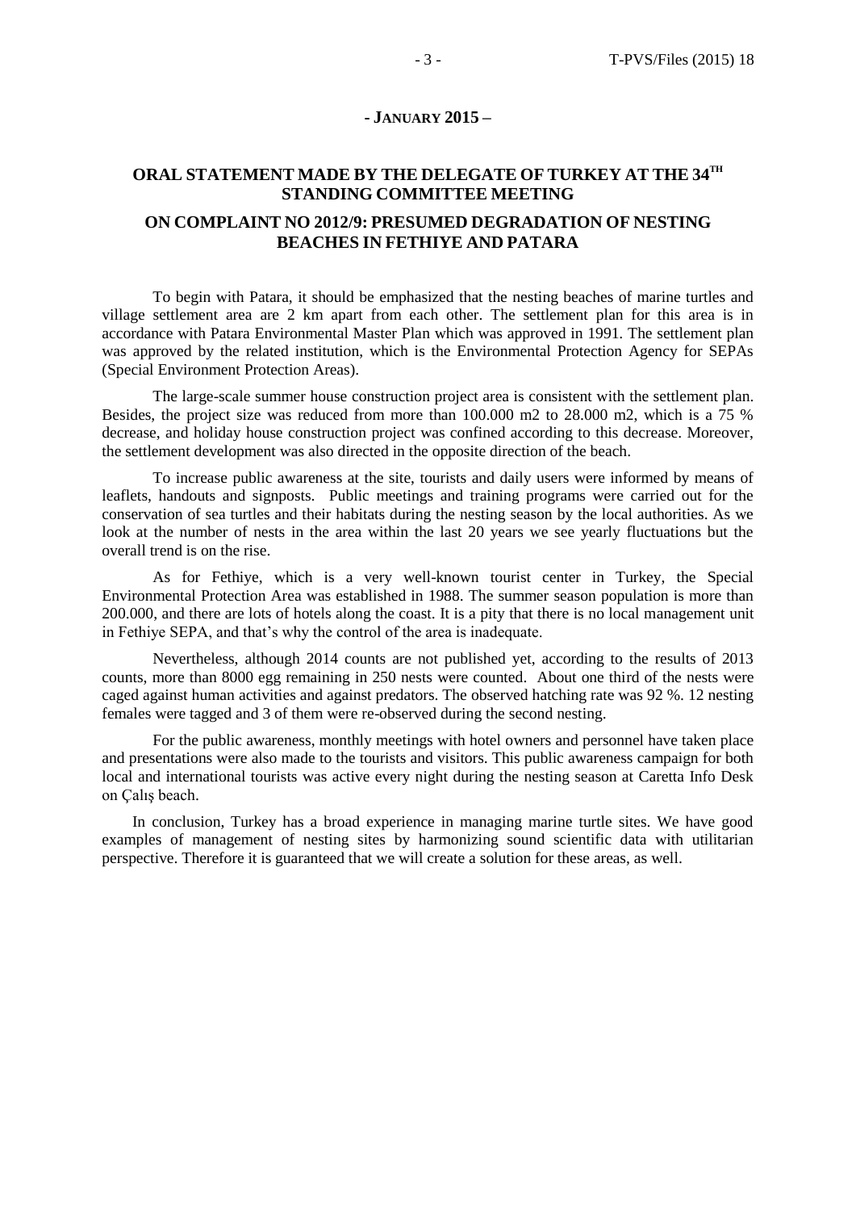**- JANUARY 2015 –**

## ORAL STATEMENT MADE BY THE DELEGATE OF TURKEY AT THE 34TH STANDING COMMITTEE MEETING

## ON COMPLAINT NO 2012/9: PRESUMED DEGRADATION OF NESTING BEACHES IN FETHIYE AND PATARA

To begin with Patara, it should be emphasized that the nesting beaches of marine turtles and village settlement area are 2 km apart from each other. The settlement plan for this area is in accordance with Patara Environmental Master Plan which was approved in 1991. The settlement plan was approved by the related institution, which is the Environmental Protection Agency for SEPAs (Special Environment Protection Areas).

The large-scale summer house construction project area is consistent with the settlement plan. Besides, the project size was reduced from more than 100.000 m2 to 28.000 m2, which is a 75 % decrease, and holiday house construction project was confined according to this decrease. Moreover, the settlement development was also directed in the opposite direction of the beach.

To increase public awareness at the site, tourists and daily users were informed by means of leaflets, handouts and signposts. Public meetings and training programs were carried out for the conservation of sea turtles and their habitats during the nesting season by the local authorities. As we look at the number of nests in the area within the last 20 years we see yearly fluctuations but the overall trend is on the rise.

As for Fethiye, which is a very well-known tourist center in Turkey, the Special Environmental Protection Area was established in 1988. The summer season population is more than 200.000, and there are lots of hotels along the coast. It is a pity that there is no local management unit in Fethiye SEPA, and that's why the control of the area is inadequate.

Nevertheless, although 2014 counts are not published yet, according to the results of 2013 counts, more than 8000 egg remaining in 250 nests were counted. About one third of the nests were caged against human activities and against predators. The observed hatching rate was 92 %. 12 nesting females were tagged and 3 of them were re-observed during the second nesting.

For the public awareness, monthly meetings with hotel owners and personnel have taken place and presentations were also made to the tourists and visitors. This public awareness campaign for both local and international tourists was active every night during the nesting season at Caretta Info Desk on Çalış beach.

In conclusion, Turkey has a broad experience in managing marine turtle sites. We have good examples of management of nesting sites by harmonizing sound scientific data with utilitarian perspective. Therefore it is guaranteed that we will create a solution for these areas, as well.